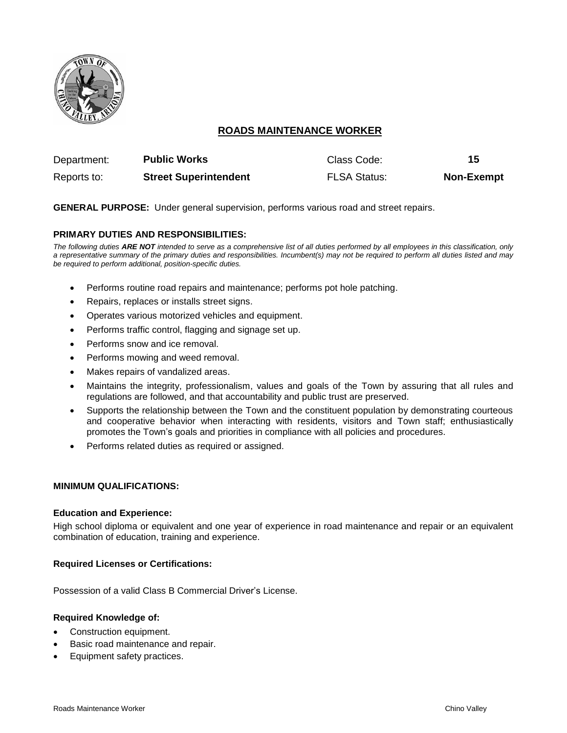# ROADS MAINTENANCE WORKER

| Department: | **Public Works** | Class Code: | **15** |
|---|---|---|---|
| Reports to: | **Street Superintendent** | FLSA Status: | **Non-Exempt** |

**GENERAL PURPOSE:** Under general supervision, performs various road and street repairs.

**PRIMARY DUTIES AND RESPONSIBILITIES:**

*The following duties **ARE NOT** intended to serve as a comprehensive list of all duties performed by all employees in this classification, only a representative summary of the primary duties and responsibilities. Incumbent(s) may not be required to perform all duties listed and may be required to perform additional, position-specific duties.*

- Performs routine road repairs and maintenance; performs pot hole patching.
- Repairs, replaces or installs street signs.
- Operates various motorized vehicles and equipment.
- Performs traffic control, flagging and signage set up.
- Performs snow and ice removal.
- Performs mowing and weed removal.
- Makes repairs of vandalized areas.
- Maintains the integrity, professionalism, values and goals of the Town by assuring that all rules and regulations are followed, and that accountability and public trust are preserved.
- Supports the relationship between the Town and the constituent population by demonstrating courteous and cooperative behavior when interacting with residents, visitors and Town staff; enthusiastically promotes the Town's goals and priorities in compliance with all policies and procedures.
- Performs related duties as required or assigned.

**MINIMUM QUALIFICATIONS:**

**Education and Experience:**

High school diploma or equivalent and one year of experience in road maintenance and repair or an equivalent combination of education, training and experience.

**Required Licenses or Certifications:**

Possession of a valid Class B Commercial Driver's License.

**Required Knowledge of:**

- Construction equipment.
- Basic road maintenance and repair.
- Equipment safety practices.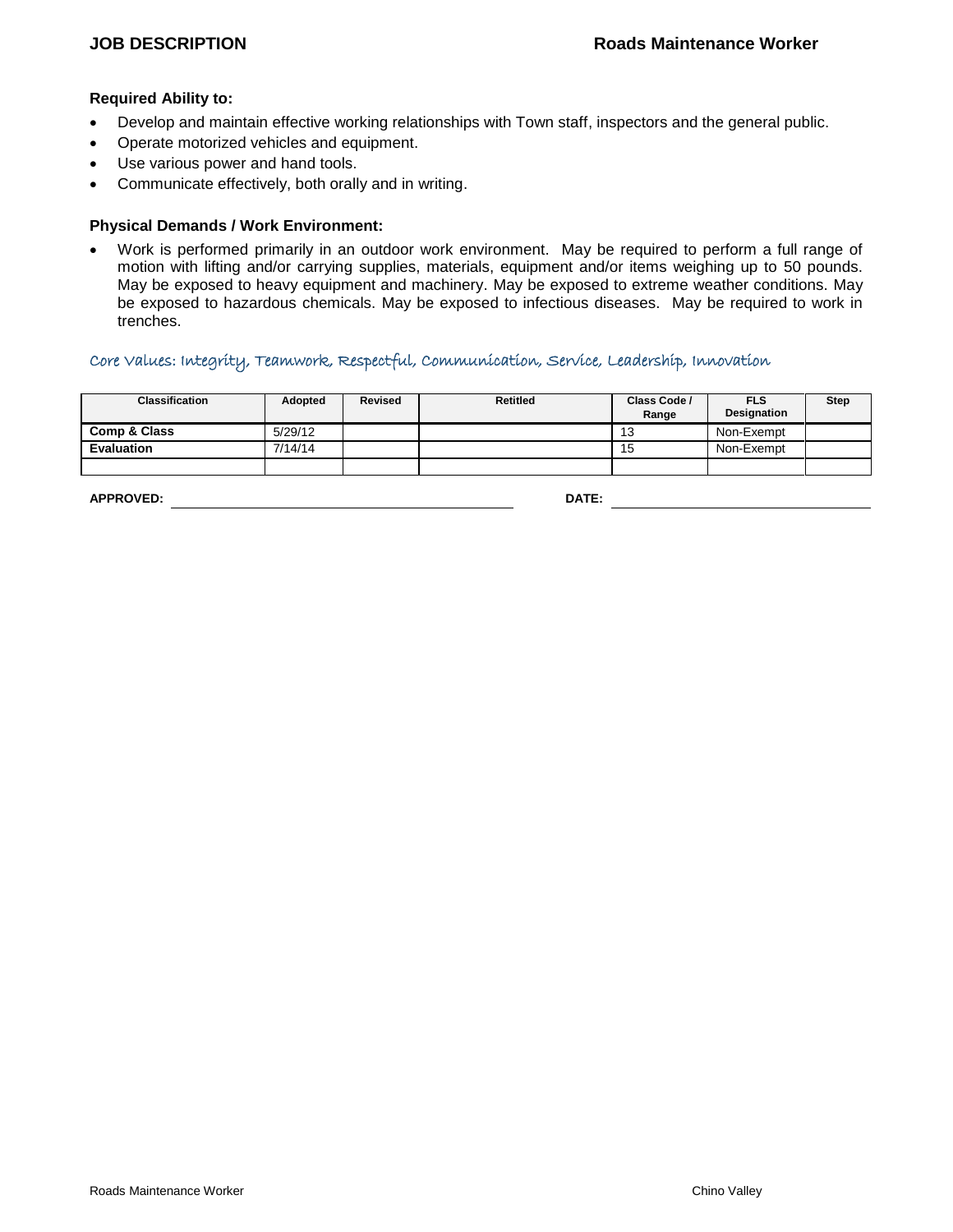**Required Ability to:**

- Develop and maintain effective working relationships with Town staff, inspectors and the general public.
- Operate motorized vehicles and equipment.
- Use various power and hand tools.
- Communicate effectively, both orally and in writing.

**Physical Demands / Work Environment:**

- Work is performed primarily in an outdoor work environment. May be required to perform a full range of motion with lifting and/or carrying supplies, materials, equipment and/or items weighing up to 50 pounds. May be exposed to heavy equipment and machinery. May be exposed to extreme weather conditions. May be exposed to hazardous chemicals. May be exposed to infectious diseases. May be required to work in trenches.

Core Values: Integrity, Teamwork, Respectful, Communication, Service, Leadership, Innovation

| Classification | Adopted | Revised | Retitled | Class Code / Range | FLS Designation | Step |
|---|---|---|---|---|---|---|
| **Comp & Class** | 5/29/12 | | | 13 | Non-Exempt | |
| **Evaluation** | 7/14/14 | | | 15 | Non-Exempt | |
| | | | | | | |

**APPROVED:** \_\_\_\_\_\_\_\_\_\_\_\_\_\_\_\_\_\_\_\_\_\_\_\_ **DATE:** \_\_\_\_\_\_\_\_\_\_\_\_\_\_\_\_\_\_\_\_